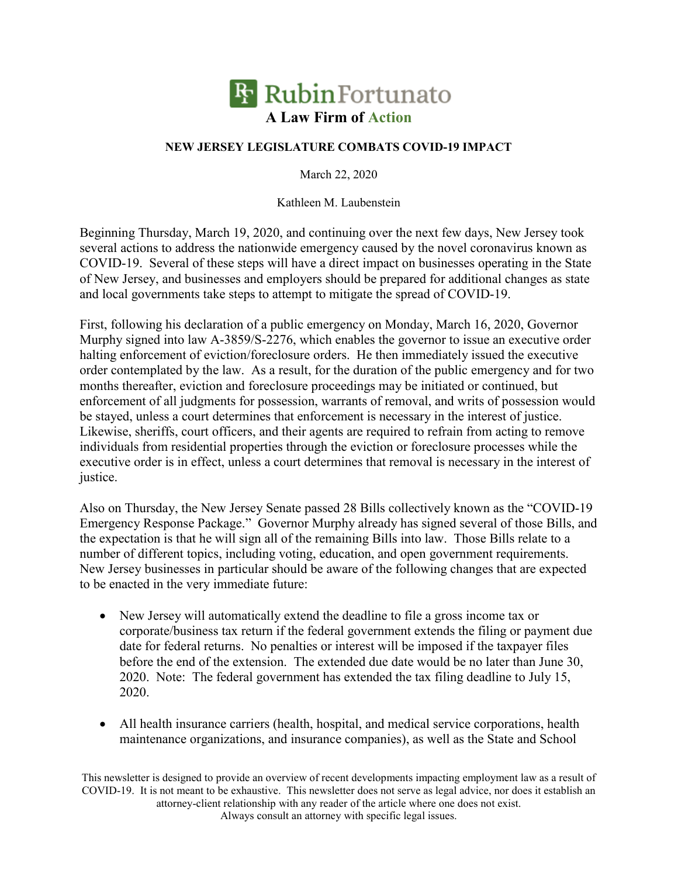**RubinFortunato**

**A Law Firm of Action**

**NEW JERSEY LEGISLATURE COMBATS COVID-19 IMPACT**

March 22, 2020

Kathleen M. Laubenstein

Beginning Thursday, March 19, 2020, and continuing over the next few days, New Jersey took several actions to address the nationwide emergency caused by the novel coronavirus known as COVID-19. Several of these steps will have a direct impact on businesses operating in the State of New Jersey, and businesses and employers should be prepared for additional changes as state and local governments take steps to attempt to mitigate the spread of COVID-19.

First, following his declaration of a public emergency on Monday, March 16, 2020, Governor Murphy signed into law A-3859/S-2276, which enables the governor to issue an executive order halting enforcement of eviction/foreclosure orders. He then immediately issued the executive order contemplated by the law. As a result, for the duration of the public emergency and for two months thereafter, eviction and foreclosure proceedings may be initiated or continued, but enforcement of all judgments for possession, warrants of removal, and writs of possession would be stayed, unless a court determines that enforcement is necessary in the interest of justice. Likewise, sheriffs, court officers, and their agents are required to refrain from acting to remove individuals from residential properties through the eviction or foreclosure processes while the executive order is in effect, unless a court determines that removal is necessary in the interest of justice.

Also on Thursday, the New Jersey Senate passed 28 Bills collectively known as the "COVID-19 Emergency Response Package." Governor Murphy already has signed several of those Bills, and the expectation is that he will sign all of the remaining Bills into law. Those Bills relate to a number of different topics, including voting, education, and open government requirements. New Jersey businesses in particular should be aware of the following changes that are expected to be enacted in the very immediate future:

- New Jersey will automatically extend the deadline to file a gross income tax or corporate/business tax return if the federal government extends the filing or payment due date for federal returns. No penalties or interest will be imposed if the taxpayer files before the end of the extension. The extended due date would be no later than June 30, 2020. Note: The federal government has extended the tax filing deadline to July 15, 2020.

- All health insurance carriers (health, hospital, and medical service corporations, health maintenance organizations, and insurance companies), as well as the State and School

This newsletter is designed to provide an overview of recent developments impacting employment law as a result of COVID-19. It is not meant to be exhaustive. This newsletter does not serve as legal advice, nor does it establish an attorney-client relationship with any reader of the article where one does not exist. Always consult an attorney with specific legal issues.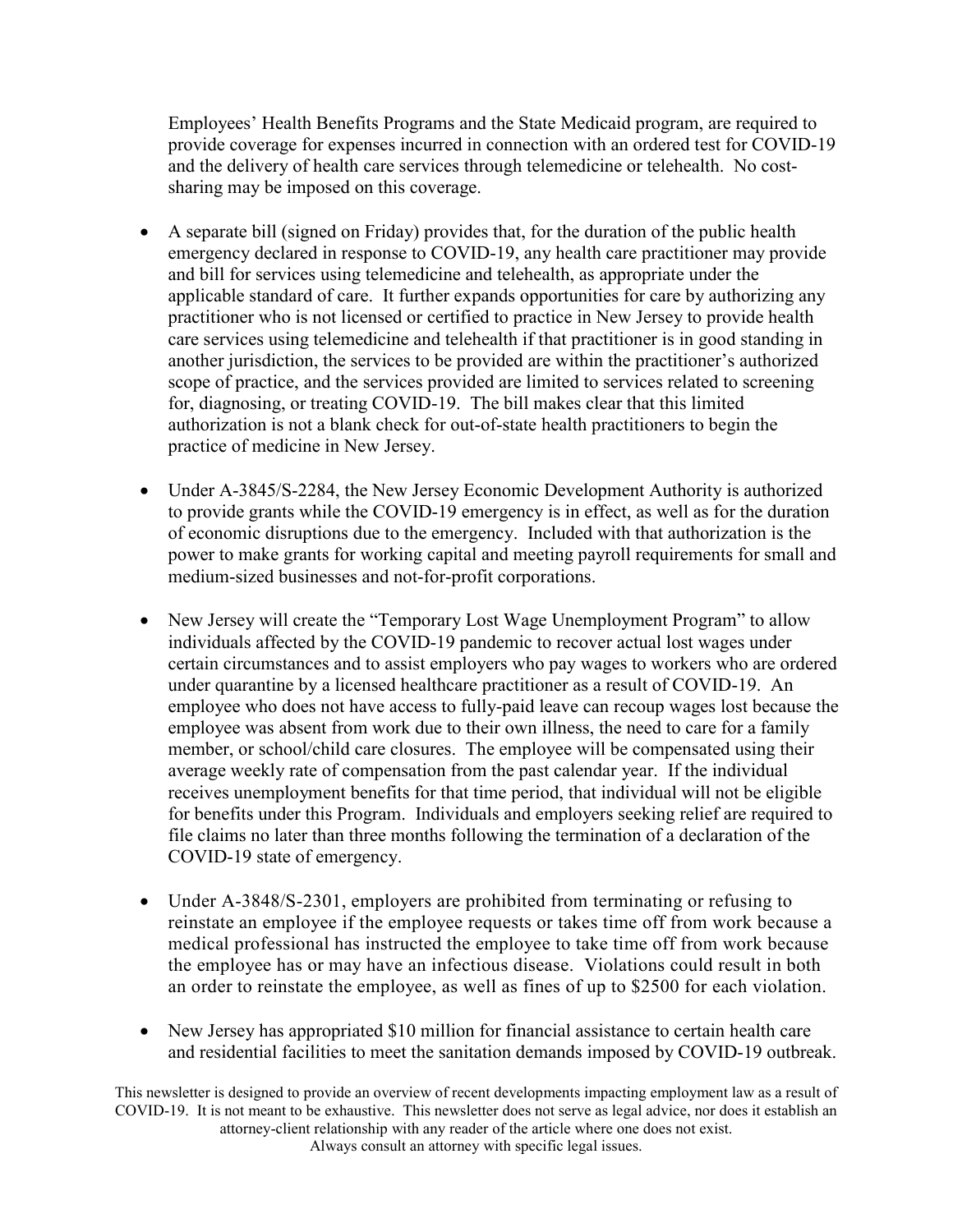Employees' Health Benefits Programs and the State Medicaid program, are required to provide coverage for expenses incurred in connection with an ordered test for COVID-19 and the delivery of health care services through telemedicine or telehealth. No cost-sharing may be imposed on this coverage.

- A separate bill (signed on Friday) provides that, for the duration of the public health emergency declared in response to COVID-19, any health care practitioner may provide and bill for services using telemedicine and telehealth, as appropriate under the applicable standard of care. It further expands opportunities for care by authorizing any practitioner who is not licensed or certified to practice in New Jersey to provide health care services using telemedicine and telehealth if that practitioner is in good standing in another jurisdiction, the services to be provided are within the practitioner's authorized scope of practice, and the services provided are limited to services related to screening for, diagnosing, or treating COVID-19. The bill makes clear that this limited authorization is not a blank check for out-of-state health practitioners to begin the practice of medicine in New Jersey.

- Under A-3845/S-2284, the New Jersey Economic Development Authority is authorized to provide grants while the COVID-19 emergency is in effect, as well as for the duration of economic disruptions due to the emergency. Included with that authorization is the power to make grants for working capital and meeting payroll requirements for small and medium-sized businesses and not-for-profit corporations.

- New Jersey will create the "Temporary Lost Wage Unemployment Program" to allow individuals affected by the COVID-19 pandemic to recover actual lost wages under certain circumstances and to assist employers who pay wages to workers who are ordered under quarantine by a licensed healthcare practitioner as a result of COVID-19. An employee who does not have access to fully-paid leave can recoup wages lost because the employee was absent from work due to their own illness, the need to care for a family member, or school/child care closures. The employee will be compensated using their average weekly rate of compensation from the past calendar year. If the individual receives unemployment benefits for that time period, that individual will not be eligible for benefits under this Program. Individuals and employers seeking relief are required to file claims no later than three months following the termination of a declaration of the COVID-19 state of emergency.

- Under A-3848/S-2301, employers are prohibited from terminating or refusing to reinstate an employee if the employee requests or takes time off from work because a medical professional has instructed the employee to take time off from work because the employee has or may have an infectious disease. Violations could result in both an order to reinstate the employee, as well as fines of up to $2500 for each violation.

- New Jersey has appropriated $10 million for financial assistance to certain health care and residential facilities to meet the sanitation demands imposed by COVID-19 outbreak.

This newsletter is designed to provide an overview of recent developments impacting employment law as a result of COVID-19. It is not meant to be exhaustive. This newsletter does not serve as legal advice, nor does it establish an attorney-client relationship with any reader of the article where one does not exist. Always consult an attorney with specific legal issues.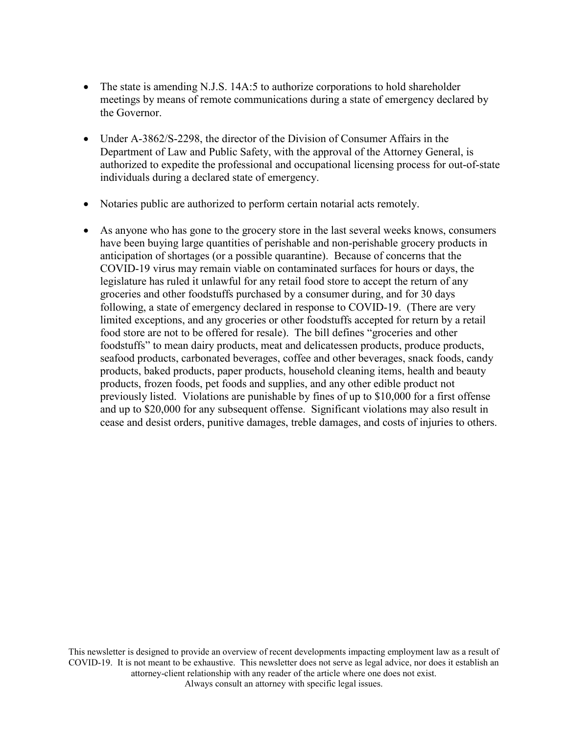- The state is amending N.J.S. 14A:5 to authorize corporations to hold shareholder meetings by means of remote communications during a state of emergency declared by the Governor.

- Under A-3862/S-2298, the director of the Division of Consumer Affairs in the Department of Law and Public Safety, with the approval of the Attorney General, is authorized to expedite the professional and occupational licensing process for out-of-state individuals during a declared state of emergency.

- Notaries public are authorized to perform certain notarial acts remotely.

- As anyone who has gone to the grocery store in the last several weeks knows, consumers have been buying large quantities of perishable and non-perishable grocery products in anticipation of shortages (or a possible quarantine). Because of concerns that the COVID-19 virus may remain viable on contaminated surfaces for hours or days, the legislature has ruled it unlawful for any retail food store to accept the return of any groceries and other foodstuffs purchased by a consumer during, and for 30 days following, a state of emergency declared in response to COVID-19. (There are very limited exceptions, and any groceries or other foodstuffs accepted for return by a retail food store are not to be offered for resale). The bill defines "groceries and other foodstuffs" to mean dairy products, meat and delicatessen products, produce products, seafood products, carbonated beverages, coffee and other beverages, snack foods, candy products, baked products, paper products, household cleaning items, health and beauty products, frozen foods, pet foods and supplies, and any other edible product not previously listed. Violations are punishable by fines of up to $10,000 for a first offense and up to $20,000 for any subsequent offense. Significant violations may also result in cease and desist orders, punitive damages, treble damages, and costs of injuries to others.

This newsletter is designed to provide an overview of recent developments impacting employment law as a result of COVID-19. It is not meant to be exhaustive. This newsletter does not serve as legal advice, nor does it establish an attorney-client relationship with any reader of the article where one does not exist. Always consult an attorney with specific legal issues.